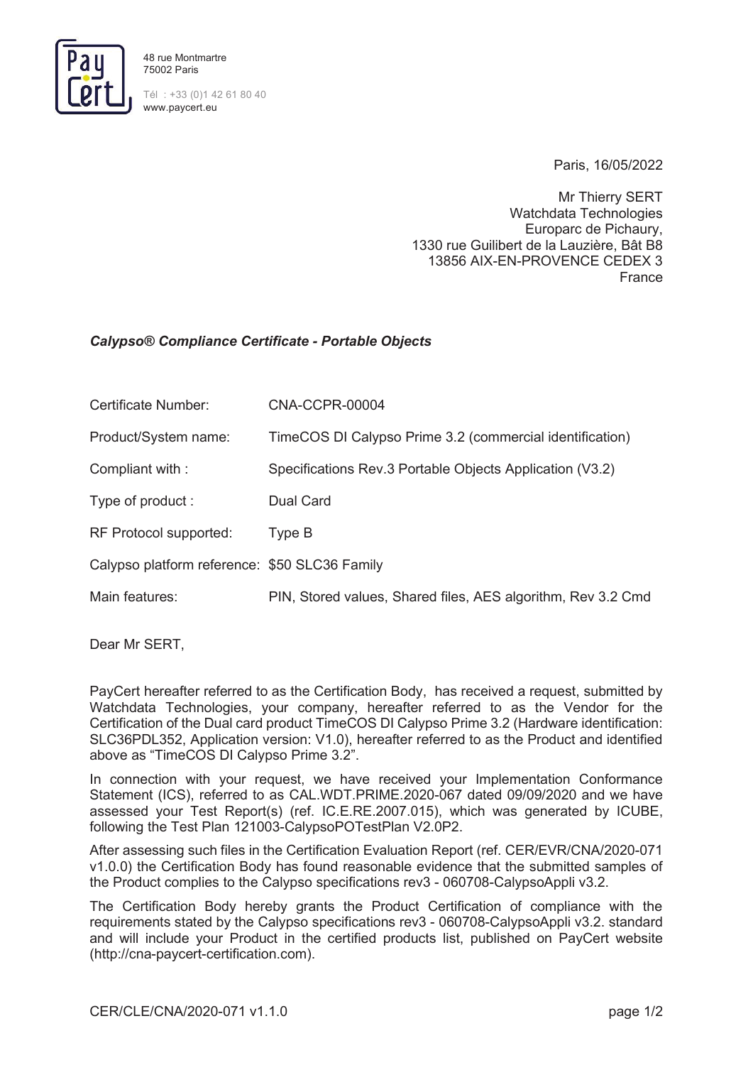48 rue Montmartre
75002 Paris

Tél : +33 (0)1 42 61 80 40
www.paycert.eu

Paris, 16/05/2022

Mr Thierry SERT
Watchdata Technologies
Europarc de Pichaury,
1330 rue Guilibert de la Lauzière, Bât B8
13856 AIX-EN-PROVENCE CEDEX 3
France

***Calypso® Compliance Certificate - Portable Objects***

| | |
|---|---|
| Certificate Number: | CNA-CCPR-00004 |
| Product/System name: | TimeCOS DI Calypso Prime 3.2 (commercial identification) |
| Compliant with : | Specifications Rev.3 Portable Objects Application (V3.2) |
| Type of product : | Dual Card |
| RF Protocol supported: | Type B |
| Calypso platform reference: | $50 SLC36 Family |
| Main features: | PIN, Stored values, Shared files, AES algorithm, Rev 3.2 Cmd |

Dear Mr SERT,

PayCert hereafter referred to as the Certification Body, has received a request, submitted by Watchdata Technologies, your company, hereafter referred to as the Vendor for the Certification of the Dual card product TimeCOS DI Calypso Prime 3.2 (Hardware identification: SLC36PDL352, Application version: V1.0), hereafter referred to as the Product and identified above as "TimeCOS DI Calypso Prime 3.2".

In connection with your request, we have received your Implementation Conformance Statement (ICS), referred to as CAL.WDT.PRIME.2020-067 dated 09/09/2020 and we have assessed your Test Report(s) (ref. IC.E.RE.2007.015), which was generated by ICUBE, following the Test Plan 121003-CalypsoPOTestPlan V2.0P2.

After assessing such files in the Certification Evaluation Report (ref. CER/EVR/CNA/2020-071 v1.0.0) the Certification Body has found reasonable evidence that the submitted samples of the Product complies to the Calypso specifications rev3 - 060708-CalypsoAppli v3.2.

The Certification Body hereby grants the Product Certification of compliance with the requirements stated by the Calypso specifications rev3 - 060708-CalypsoAppli v3.2. standard and will include your Product in the certified products list, published on PayCert website (http://cna-paycert-certification.com).

CER/CLE/CNA/2020-071 v1.1.0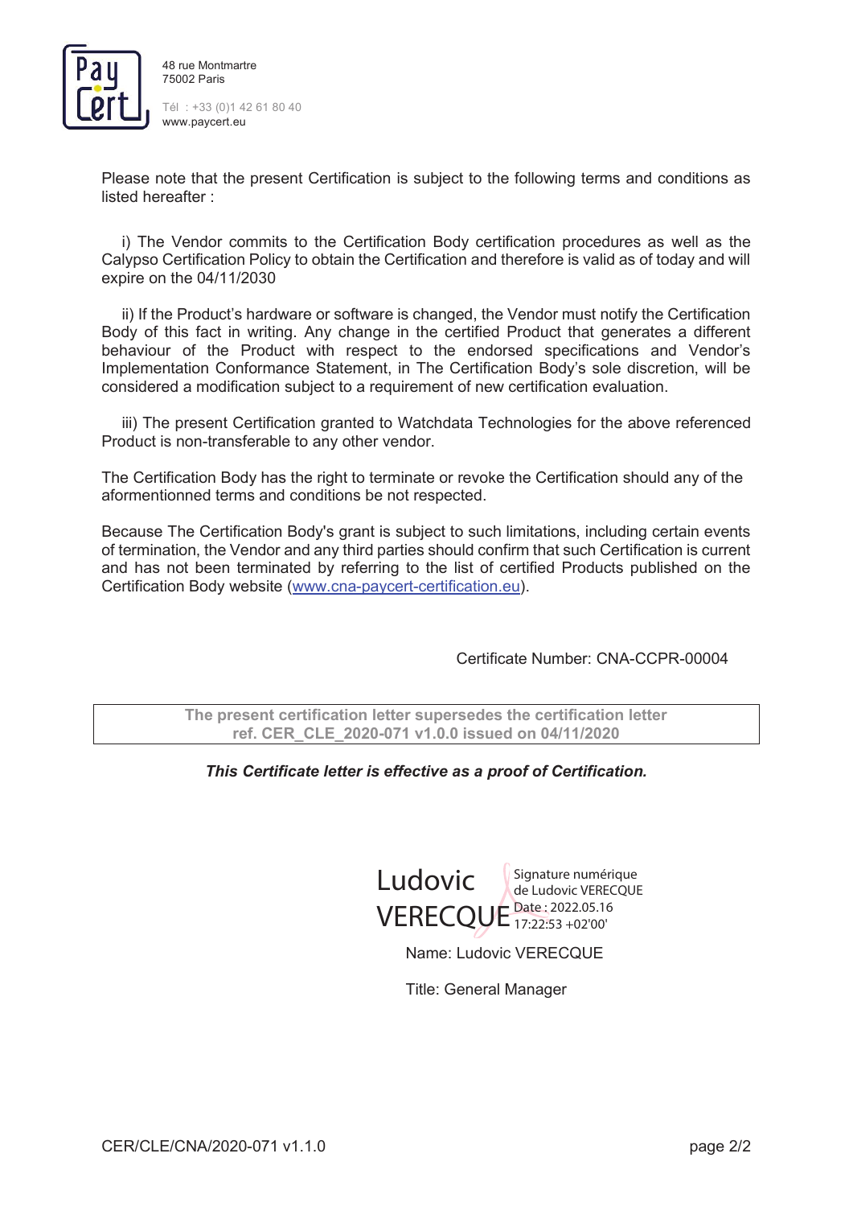Please note that the present Certification is subject to the following terms and conditions as listed hereafter :

i) The Vendor commits to the Certification Body certification procedures as well as the Calypso Certification Policy to obtain the Certification and therefore is valid as of today and will expire on the 04/11/2030

ii) If the Product's hardware or software is changed, the Vendor must notify the Certification Body of this fact in writing. Any change in the certified Product that generates a different behaviour of the Product with respect to the endorsed specifications and Vendor's Implementation Conformance Statement, in The Certification Body's sole discretion, will be considered a modification subject to a requirement of new certification evaluation.

iii) The present Certification granted to Watchdata Technologies for the above referenced Product is non-transferable to any other vendor.

The Certification Body has the right to terminate or revoke the Certification should any of the aforementionned terms and conditions be not respected.

Because The Certification Body's grant is subject to such limitations, including certain events of termination, the Vendor and any third parties should confirm that such Certification is current and has not been terminated by referring to the list of certified Products published on the Certification Body website (www.cna-paycert-certification.eu).

Certificate Number: CNA-CCPR-00004

**The present certification letter supersedes the certification letter ref. CER_CLE_2020-071 v1.0.0 issued on 04/11/2020**

***This Certificate letter is effective as a proof of Certification.***

Ludovic VERECQUE

Signature numérique de Ludovic VERECQUE
Date : 2022.05.16 17:22:53 +02'00'

Name: Ludovic VERECQUE

Title: General Manager

CER/CLE/CNA/2020-071 v1.1.0